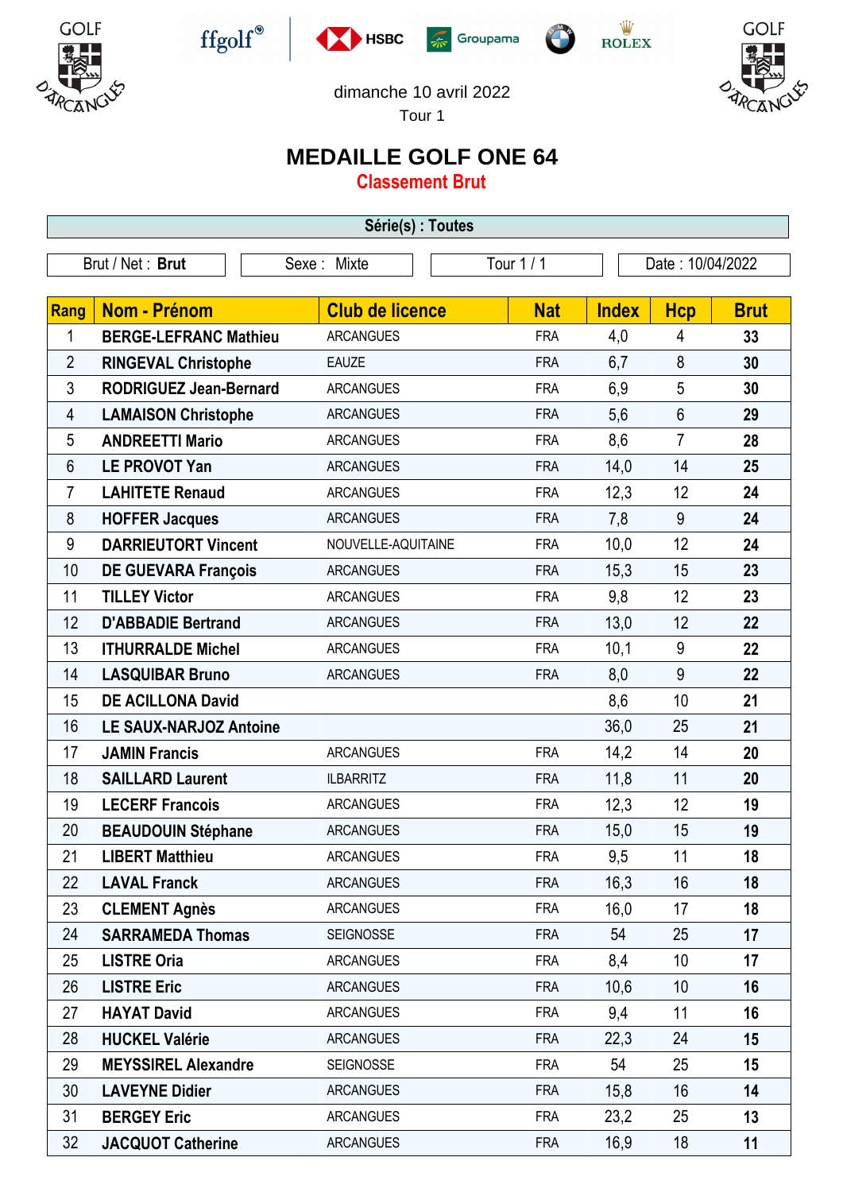dimanche 10 avril 2022

Tour 1

# MEDAILLE GOLF ONE 64

## Classement Brut

**Série(s) : Toutes**

| Brut / Net : **Brut** | Sexe : Mixte | Tour 1 / 1 | Date : 10/04/2022 |
|---|---|---|---|

| Rang | Nom - Prénom | Club de licence | Nat | Index | Hcp | Brut |
|---|---|---|---|---|---|---|
| 1 | **BERGE-LEFRANC Mathieu** | ARCANGUES | FRA | 4,0 | 4 | **33** |
| 2 | **RINGEVAL Christophe** | EAUZE | FRA | 6,7 | 8 | **30** |
| 3 | **RODRIGUEZ Jean-Bernard** | ARCANGUES | FRA | 6,9 | 5 | **30** |
| 4 | **LAMAISON Christophe** | ARCANGUES | FRA | 5,6 | 6 | **29** |
| 5 | **ANDREETTI Mario** | ARCANGUES | FRA | 8,6 | 7 | **28** |
| 6 | **LE PROVOT Yan** | ARCANGUES | FRA | 14,0 | 14 | **25** |
| 7 | **LAHITETE Renaud** | ARCANGUES | FRA | 12,3 | 12 | **24** |
| 8 | **HOFFER Jacques** | ARCANGUES | FRA | 7,8 | 9 | **24** |
| 9 | **DARRIEUTORT Vincent** | NOUVELLE-AQUITAINE | FRA | 10,0 | 12 | **24** |
| 10 | **DE GUEVARA François** | ARCANGUES | FRA | 15,3 | 15 | **23** |
| 11 | **TILLEY Victor** | ARCANGUES | FRA | 9,8 | 12 | **23** |
| 12 | **D'ABBADIE Bertrand** | ARCANGUES | FRA | 13,0 | 12 | **22** |
| 13 | **ITHURRALDE Michel** | ARCANGUES | FRA | 10,1 | 9 | **22** |
| 14 | **LASQUIBAR Bruno** | ARCANGUES | FRA | 8,0 | 9 | **22** |
| 15 | **DE ACILLONA David** | | | 8,6 | 10 | **21** |
| 16 | **LE SAUX-NARJOZ Antoine** | | | 36,0 | 25 | **21** |
| 17 | **JAMIN Francis** | ARCANGUES | FRA | 14,2 | 14 | **20** |
| 18 | **SAILLARD Laurent** | ILBARRITZ | FRA | 11,8 | 11 | **20** |
| 19 | **LECERF Francois** | ARCANGUES | FRA | 12,3 | 12 | **19** |
| 20 | **BEAUDOUIN Stéphane** | ARCANGUES | FRA | 15,0 | 15 | **19** |
| 21 | **LIBERT Matthieu** | ARCANGUES | FRA | 9,5 | 11 | **18** |
| 22 | **LAVAL Franck** | ARCANGUES | FRA | 16,3 | 16 | **18** |
| 23 | **CLEMENT Agnès** | ARCANGUES | FRA | 16,0 | 17 | **18** |
| 24 | **SARRAMEDA Thomas** | SEIGNOSSE | FRA | 54 | 25 | **17** |
| 25 | **LISTRE Oria** | ARCANGUES | FRA | 8,4 | 10 | **17** |
| 26 | **LISTRE Eric** | ARCANGUES | FRA | 10,6 | 10 | **16** |
| 27 | **HAYAT David** | ARCANGUES | FRA | 9,4 | 11 | **16** |
| 28 | **HUCKEL Valérie** | ARCANGUES | FRA | 22,3 | 24 | **15** |
| 29 | **MEYSSIREL Alexandre** | SEIGNOSSE | FRA | 54 | 25 | **15** |
| 30 | **LAVEYNE Didier** | ARCANGUES | FRA | 15,8 | 16 | **14** |
| 31 | **BERGEY Eric** | ARCANGUES | FRA | 23,2 | 25 | **13** |
| 32 | **JACQUOT Catherine** | ARCANGUES | FRA | 16,9 | 18 | **11** |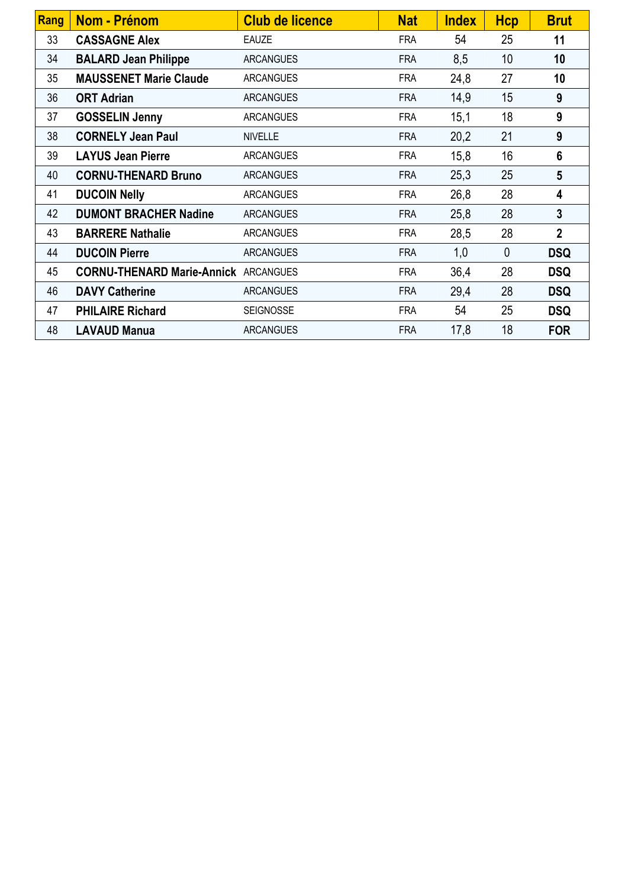| Rang | Nom - Prénom | Club de licence | Nat | Index | Hcp | Brut |
|---|---|---|---|---|---|---|
| 33 | **CASSAGNE Alex** | EAUZE | FRA | 54 | 25 | **11** |
| 34 | **BALARD Jean Philippe** | ARCANGUES | FRA | 8,5 | 10 | **10** |
| 35 | **MAUSSENET Marie Claude** | ARCANGUES | FRA | 24,8 | 27 | **10** |
| 36 | **ORT Adrian** | ARCANGUES | FRA | 14,9 | 15 | **9** |
| 37 | **GOSSELIN Jenny** | ARCANGUES | FRA | 15,1 | 18 | **9** |
| 38 | **CORNELY Jean Paul** | NIVELLE | FRA | 20,2 | 21 | **9** |
| 39 | **LAYUS Jean Pierre** | ARCANGUES | FRA | 15,8 | 16 | **6** |
| 40 | **CORNU-THENARD Bruno** | ARCANGUES | FRA | 25,3 | 25 | **5** |
| 41 | **DUCOIN Nelly** | ARCANGUES | FRA | 26,8 | 28 | **4** |
| 42 | **DUMONT BRACHER Nadine** | ARCANGUES | FRA | 25,8 | 28 | **3** |
| 43 | **BARRERE Nathalie** | ARCANGUES | FRA | 28,5 | 28 | **2** |
| 44 | **DUCOIN Pierre** | ARCANGUES | FRA | 1,0 | 0 | **DSQ** |
| 45 | **CORNU-THENARD Marie-Annick** | ARCANGUES | FRA | 36,4 | 28 | **DSQ** |
| 46 | **DAVY Catherine** | ARCANGUES | FRA | 29,4 | 28 | **DSQ** |
| 47 | **PHILAIRE Richard** | SEIGNOSSE | FRA | 54 | 25 | **DSQ** |
| 48 | **LAVAUD Manua** | ARCANGUES | FRA | 17,8 | 18 | **FOR** |